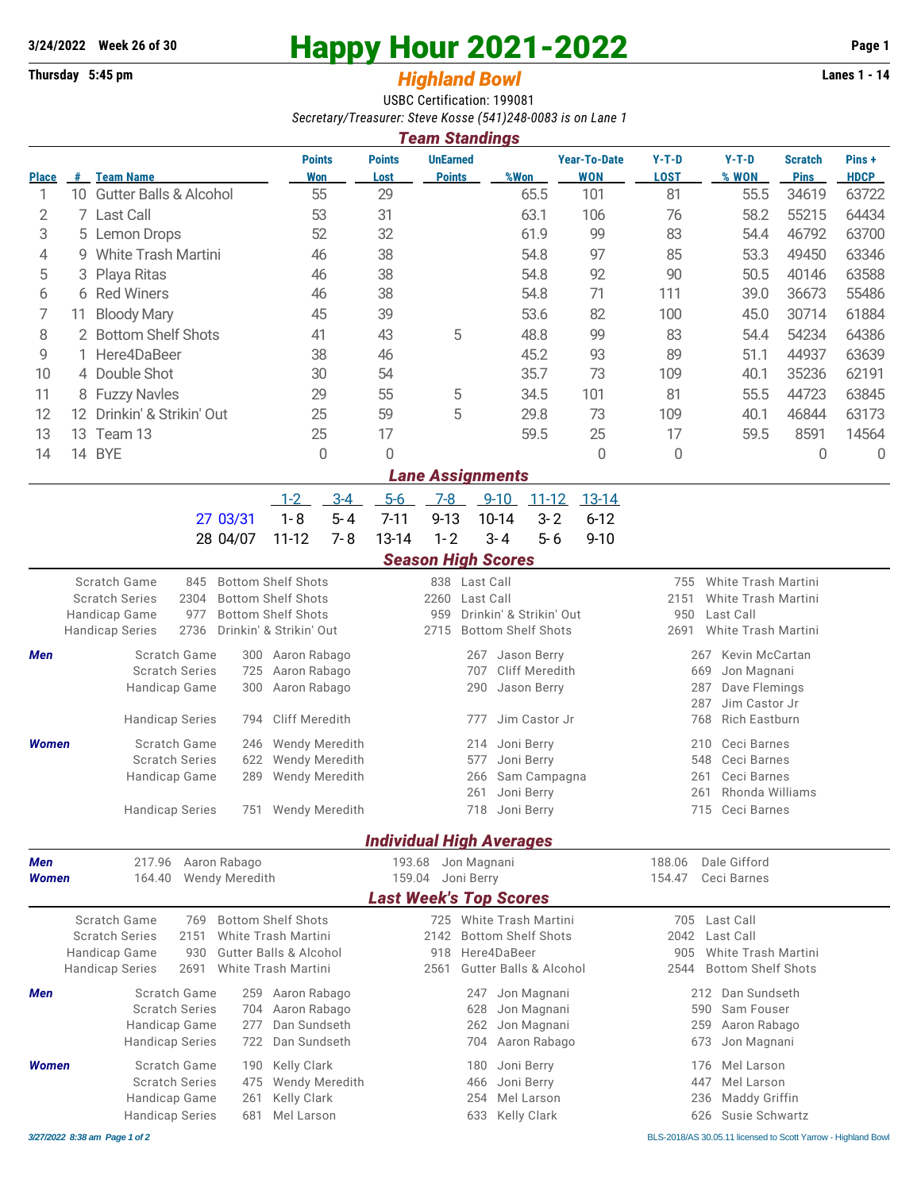3/24/2022 Week 26 of 30

# Happy Hour 2021-2022

Thursday 5:45 pm

## *Highland Bowl*

Lanes 1 - 14

USBC Certification: 199081

*Secretary/Treasurer: Steve Kosse (541)248-0083 is on Lane 1*

## *Team Standings*

| Place | # | Team Name | Points Won | Points Lost | UnEarned Points | %Won | Year-To-Date WON | Y-T-D LOST | Y-T-D % WON | Scratch Pins | Pins + HDCP |
|---|---|---|---|---|---|---|---|---|---|---|---|
| 1 | 10 | Gutter Balls & Alcohol | 55 | 29 | | 65.5 | 101 | 81 | 55.5 | 34619 | 63722 |
| 2 | 7 | Last Call | 53 | 31 | | 63.1 | 106 | 76 | 58.2 | 55215 | 64434 |
| 3 | 5 | Lemon Drops | 52 | 32 | | 61.9 | 99 | 83 | 54.4 | 46792 | 63700 |
| 4 | 9 | White Trash Martini | 46 | 38 | | 54.8 | 97 | 85 | 53.3 | 49450 | 63346 |
| 5 | 3 | Playa Ritas | 46 | 38 | | 54.8 | 92 | 90 | 50.5 | 40146 | 63588 |
| 6 | 6 | Red Winers | 46 | 38 | | 54.8 | 71 | 111 | 39.0 | 36673 | 55486 |
| 7 | 11 | Bloody Mary | 45 | 39 | | 53.6 | 82 | 100 | 45.0 | 30714 | 61884 |
| 8 | 2 | Bottom Shelf Shots | 41 | 43 | 5 | 48.8 | 99 | 83 | 54.4 | 54234 | 64386 |
| 9 | 1 | Here4DaBeer | 38 | 46 | | 45.2 | 93 | 89 | 51.1 | 44937 | 63639 |
| 10 | 4 | Double Shot | 30 | 54 | | 35.7 | 73 | 109 | 40.1 | 35236 | 62191 |
| 11 | 8 | Fuzzy Navles | 29 | 55 | 5 | 34.5 | 101 | 81 | 55.5 | 44723 | 63845 |
| 12 | 12 | Drinkin' & Strikin' Out | 25 | 59 | 5 | 29.8 | 73 | 109 | 40.1 | 46844 | 63173 |
| 13 | 13 | Team 13 | 25 | 17 | | 59.5 | 25 | 17 | 59.5 | 8591 | 14564 |
| 14 | 14 | BYE | 0 | 0 | | | 0 | 0 | | 0 | 0 |

## *Lane Assignments*

| | 1-2 | 3-4 | 5-6 | 7-8 | 9-10 | 11-12 | 13-14 |
|---|---|---|---|---|---|---|---|
| 27 03/31 | 1- 8 | 5- 4 | 7-11 | 9-13 | 10-14 | 3- 2 | 6-12 |
| 28 04/07 | 11-12 | 7- 8 | 13-14 | 1- 2 | 3- 4 | 5- 6 | 9-10 |

## *Season High Scores*

| | | | | | | |
|---|---|---|---|---|---|---|
| Scratch Game | 845 | Bottom Shelf Shots | 838 | Last Call | 755 | White Trash Martini |
| Scratch Series | 2304 | Bottom Shelf Shots | 2260 | Last Call | 2151 | White Trash Martini |
| Handicap Game | 977 | Bottom Shelf Shots | 959 | Drinkin' & Strikin' Out | 950 | Last Call |
| Handicap Series | 2736 | Drinkin' & Strikin' Out | 2715 | Bottom Shelf Shots | 2691 | White Trash Martini |

| | | | | | | | |
|---|---|---|---|---|---|---|---|
| **Men** | Scratch Game | 300 | Aaron Rabago | 267 | Jason Berry | 267 | Kevin McCartan |
| | Scratch Series | 725 | Aaron Rabago | 707 | Cliff Meredith | 669 | Jon Magnani |
| | Handicap Game | 300 | Aaron Rabago | 290 | Jason Berry | 287 | Dave Flemings |
| | | | | | | 287 | Jim Castor Jr |
| | Handicap Series | 794 | Cliff Meredith | 777 | Jim Castor Jr | 768 | Rich Eastburn |
| **Women** | Scratch Game | 246 | Wendy Meredith | 214 | Joni Berry | 210 | Ceci Barnes |
| | Scratch Series | 622 | Wendy Meredith | 577 | Joni Berry | 548 | Ceci Barnes |
| | Handicap Game | 289 | Wendy Meredith | 266 | Sam Campagna | 261 | Ceci Barnes |
| | | | | 261 | Joni Berry | 261 | Rhonda Williams |
| | Handicap Series | 751 | Wendy Meredith | 718 | Joni Berry | 715 | Ceci Barnes |

## *Individual High Averages*

| | | | | | | |
|---|---|---|---|---|---|---|
| **Men** | 217.96 | Aaron Rabago | 193.68 | Jon Magnani | 188.06 | Dale Gifford |
| **Women** | 164.40 | Wendy Meredith | 159.04 | Joni Berry | 154.47 | Ceci Barnes |

## *Last Week's Top Scores*

| | | | | | | |
|---|---|---|---|---|---|---|
| Scratch Game | 769 | Bottom Shelf Shots | 725 | White Trash Martini | 705 | Last Call |
| Scratch Series | 2151 | White Trash Martini | 2142 | Bottom Shelf Shots | 2042 | Last Call |
| Handicap Game | 930 | Gutter Balls & Alcohol | 918 | Here4DaBeer | 905 | White Trash Martini |
| Handicap Series | 2691 | White Trash Martini | 2561 | Gutter Balls & Alcohol | 2544 | Bottom Shelf Shots |

| | | | | | | | |
|---|---|---|---|---|---|---|---|
| **Men** | Scratch Game | 259 | Aaron Rabago | 247 | Jon Magnani | 212 | Dan Sundseth |
| | Scratch Series | 704 | Aaron Rabago | 628 | Jon Magnani | 590 | Sam Fouser |
| | Handicap Game | 277 | Dan Sundseth | 262 | Jon Magnani | 259 | Aaron Rabago |
| | Handicap Series | 722 | Dan Sundseth | 704 | Aaron Rabago | 673 | Jon Magnani |
| **Women** | Scratch Game | 190 | Kelly Clark | 180 | Joni Berry | 176 | Mel Larson |
| | Scratch Series | 475 | Wendy Meredith | 466 | Joni Berry | 447 | Mel Larson |
| | Handicap Game | 261 | Kelly Clark | 254 | Mel Larson | 236 | Maddy Griffin |
| | Handicap Series | 681 | Mel Larson | 633 | Kelly Clark | 626 | Susie Schwartz |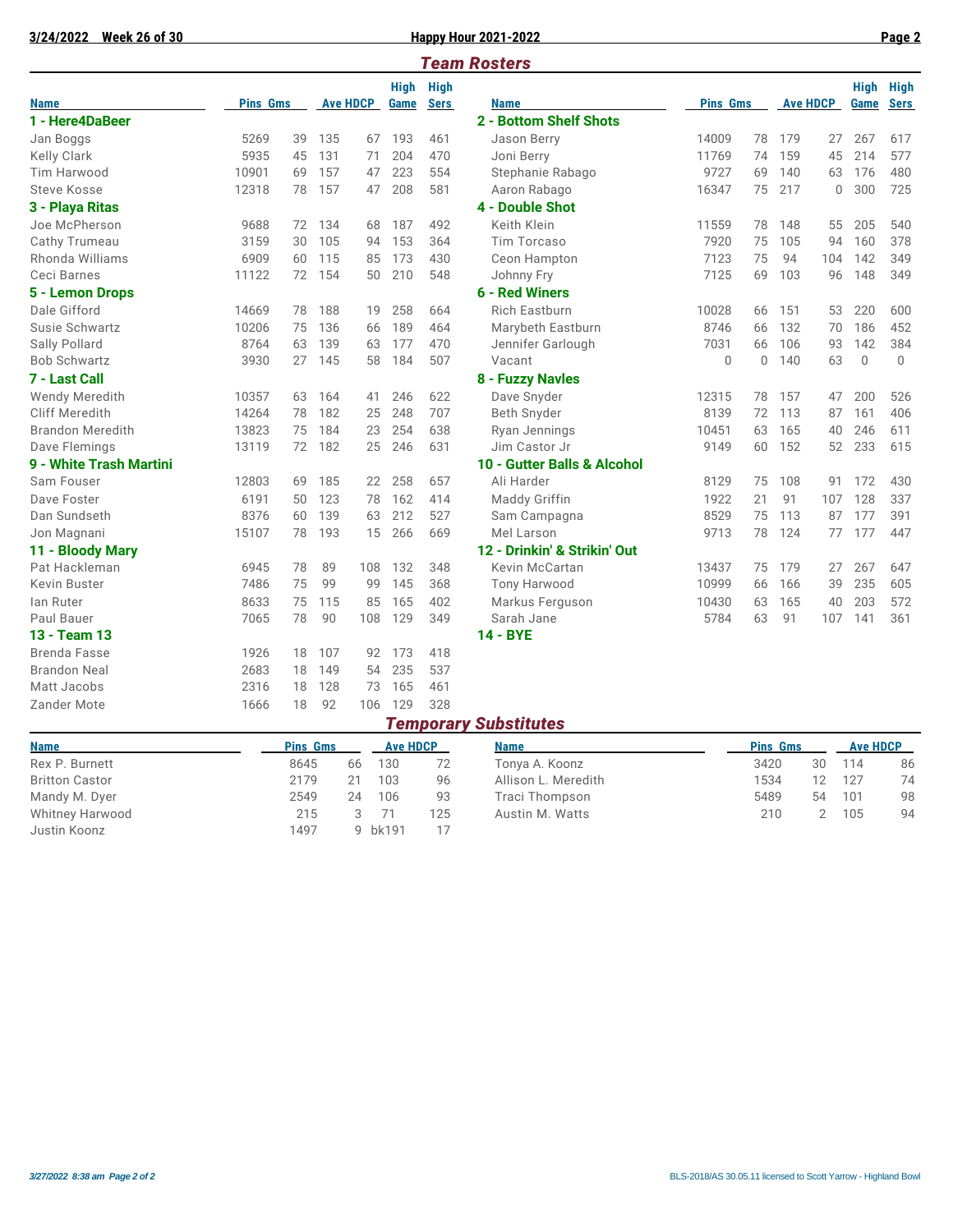## Team Rosters

| Name | Pins | Gms | Ave | HDCP | High Game | High Sers |
|---|---|---|---|---|---|---|
| **1 - Here4DaBeer** | | | | | | |
| Jan Boggs | 5269 | 39 | 135 | 67 | 193 | 461 |
| Kelly Clark | 5935 | 45 | 131 | 71 | 204 | 470 |
| Tim Harwood | 10901 | 69 | 157 | 47 | 223 | 554 |
| Steve Kosse | 12318 | 78 | 157 | 47 | 208 | 581 |
| **2 - Bottom Shelf Shots** | | | | | | |
| Jason Berry | 14009 | 78 | 179 | 27 | 267 | 617 |
| Joni Berry | 11769 | 74 | 159 | 45 | 214 | 577 |
| Stephanie Rabago | 9727 | 69 | 140 | 63 | 176 | 480 |
| Aaron Rabago | 16347 | 75 | 217 | 0 | 300 | 725 |
| **3 - Playa Ritas** | | | | | | |
| Joe McPherson | 9688 | 72 | 134 | 68 | 187 | 492 |
| Cathy Trumeau | 3159 | 30 | 105 | 94 | 153 | 364 |
| Rhonda Williams | 6909 | 60 | 115 | 85 | 173 | 430 |
| Ceci Barnes | 11122 | 72 | 154 | 50 | 210 | 548 |
| **4 - Double Shot** | | | | | | |
| Keith Klein | 11559 | 78 | 148 | 55 | 205 | 540 |
| Tim Torcaso | 7920 | 75 | 105 | 94 | 160 | 378 |
| Ceon Hampton | 7123 | 75 | 94 | 104 | 142 | 349 |
| Johnny Fry | 7125 | 69 | 103 | 96 | 148 | 349 |
| **5 - Lemon Drops** | | | | | | |
| Dale Gifford | 14669 | 78 | 188 | 19 | 258 | 664 |
| Susie Schwartz | 10206 | 75 | 136 | 66 | 189 | 464 |
| Sally Pollard | 8764 | 63 | 139 | 63 | 177 | 470 |
| Bob Schwartz | 3930 | 27 | 145 | 58 | 184 | 507 |
| **6 - Red Winers** | | | | | | |
| Rich Eastburn | 10028 | 66 | 151 | 53 | 220 | 600 |
| Marybeth Eastburn | 8746 | 66 | 132 | 70 | 186 | 452 |
| Jennifer Garlough | 7031 | 66 | 106 | 93 | 142 | 384 |
| Vacant | 0 | 0 | 140 | 63 | 0 | 0 |
| **7 - Last Call** | | | | | | |
| Wendy Meredith | 10357 | 63 | 164 | 41 | 246 | 622 |
| Cliff Meredith | 14264 | 78 | 182 | 25 | 248 | 707 |
| Brandon Meredith | 13823 | 75 | 184 | 23 | 254 | 638 |
| Dave Flemings | 13119 | 72 | 182 | 25 | 246 | 631 |
| **8 - Fuzzy Navles** | | | | | | |
| Dave Snyder | 12315 | 78 | 157 | 47 | 200 | 526 |
| Beth Snyder | 8139 | 72 | 113 | 87 | 161 | 406 |
| Ryan Jennings | 10451 | 63 | 165 | 40 | 246 | 611 |
| Jim Castor Jr | 9149 | 60 | 152 | 52 | 233 | 615 |
| **9 - White Trash Martini** | | | | | | |
| Sam Fouser | 12803 | 69 | 185 | 22 | 258 | 657 |
| Dave Foster | 6191 | 50 | 123 | 78 | 162 | 414 |
| Dan Sundseth | 8376 | 60 | 139 | 63 | 212 | 527 |
| Jon Magnani | 15107 | 78 | 193 | 15 | 266 | 669 |
| **10 - Gutter Balls & Alcohol** | | | | | | |
| Ali Harder | 8129 | 75 | 108 | 91 | 172 | 430 |
| Maddy Griffin | 1922 | 21 | 91 | 107 | 128 | 337 |
| Sam Campagna | 8529 | 75 | 113 | 87 | 177 | 391 |
| Mel Larson | 9713 | 78 | 124 | 77 | 177 | 447 |
| **11 - Bloody Mary** | | | | | | |
| Pat Hackleman | 6945 | 78 | 89 | 108 | 132 | 348 |
| Kevin Buster | 7486 | 75 | 99 | 99 | 145 | 368 |
| Ian Ruter | 8633 | 75 | 115 | 85 | 165 | 402 |
| Paul Bauer | 7065 | 78 | 90 | 108 | 129 | 349 |
| **12 - Drinkin' & Strikin' Out** | | | | | | |
| Kevin McCartan | 13437 | 75 | 179 | 27 | 267 | 647 |
| Tony Harwood | 10999 | 66 | 166 | 39 | 235 | 605 |
| Markus Ferguson | 10430 | 63 | 165 | 40 | 203 | 572 |
| Sarah Jane | 5784 | 63 | 91 | 107 | 141 | 361 |
| **13 - Team 13** | | | | | | |
| Brenda Fasse | 1926 | 18 | 107 | 92 | 173 | 418 |
| Brandon Neal | 2683 | 18 | 149 | 54 | 235 | 537 |
| Matt Jacobs | 2316 | 18 | 128 | 73 | 165 | 461 |
| Zander Mote | 1666 | 18 | 92 | 106 | 129 | 328 |
| **14 - BYE** | | | | | | |

## Temporary Substitutes

| Name | Pins | Gms | Ave | HDCP |
|---|---|---|---|---|
| Rex P. Burnett | 8645 | 66 | 130 | 72 |
| Britton Castor | 2179 | 21 | 103 | 96 |
| Mandy M. Dyer | 2549 | 24 | 106 | 93 |
| Whitney Harwood | 215 | 3 | 71 | 125 |
| Justin Koonz | 1497 | 9 | bk191 | 17 |
| Tonya A. Koonz | 3420 | 30 | 114 | 86 |
| Allison L. Meredith | 1534 | 12 | 127 | 74 |
| Traci Thompson | 5489 | 54 | 101 | 98 |
| Austin M. Watts | 210 | 2 | 105 | 94 |